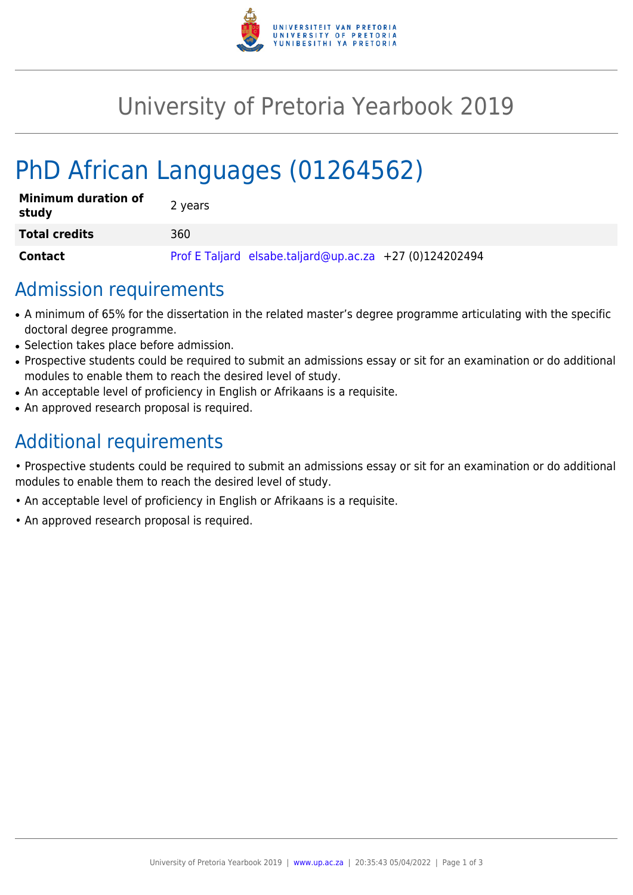# University of Pretoria Yearbook 2019

# PhD African Languages (01264562)

| | |
|---|---|
| **Minimum duration of study** | 2 years |
| **Total credits** | 360 |
| **Contact** | Prof E Taljard elsabe.taljard@up.ac.za +27 (0)124202494 |

## Admission requirements

- A minimum of 65% for the dissertation in the related master's degree programme articulating with the specific doctoral degree programme.
- Selection takes place before admission.
- Prospective students could be required to submit an admissions essay or sit for an examination or do additional modules to enable them to reach the desired level of study.
- An acceptable level of proficiency in English or Afrikaans is a requisite.
- An approved research proposal is required.

## Additional requirements

• Prospective students could be required to submit an admissions essay or sit for an examination or do additional modules to enable them to reach the desired level of study.

• An acceptable level of proficiency in English or Afrikaans is a requisite.

• An approved research proposal is required.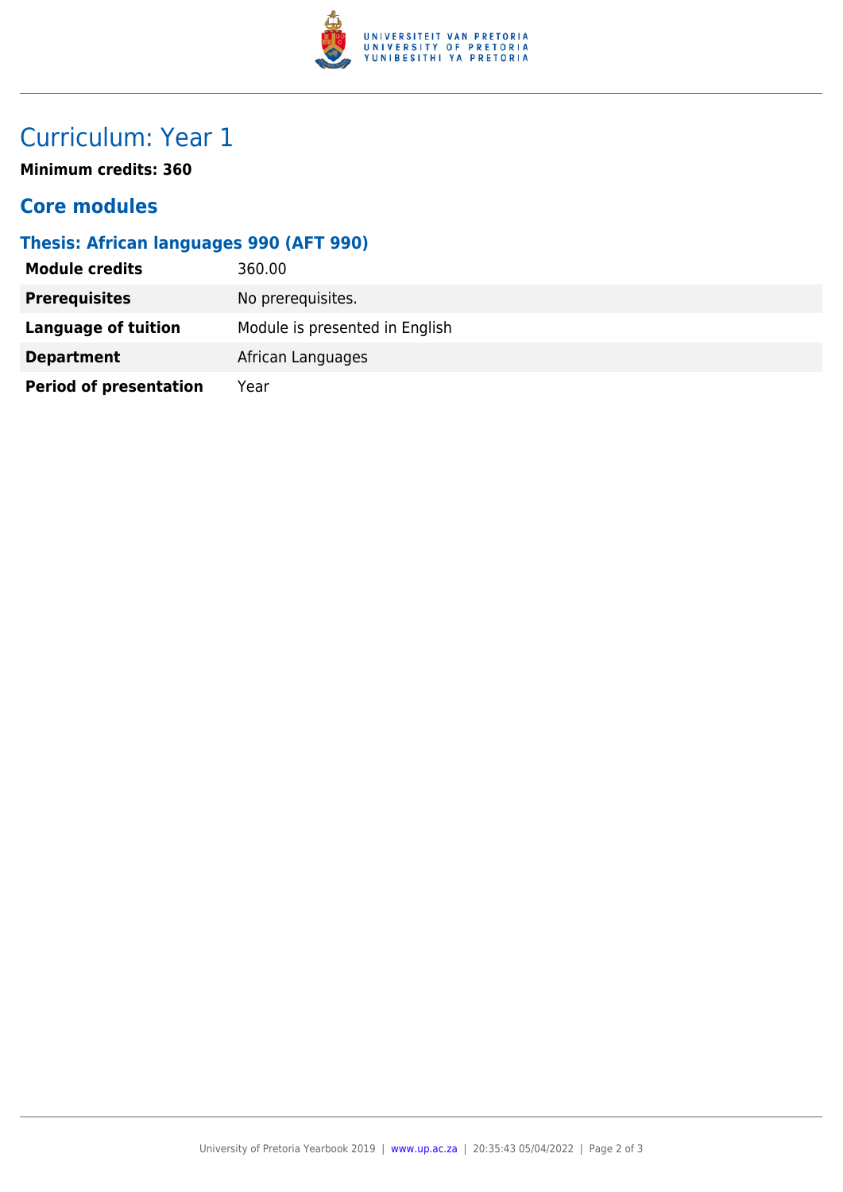# Curriculum: Year 1

**Minimum credits: 360**

## Core modules

### Thesis: African languages 990 (AFT 990)

| | |
|---|---|
| **Module credits** | 360.00 |
| **Prerequisites** | No prerequisites. |
| **Language of tuition** | Module is presented in English |
| **Department** | African Languages |
| **Period of presentation** | Year |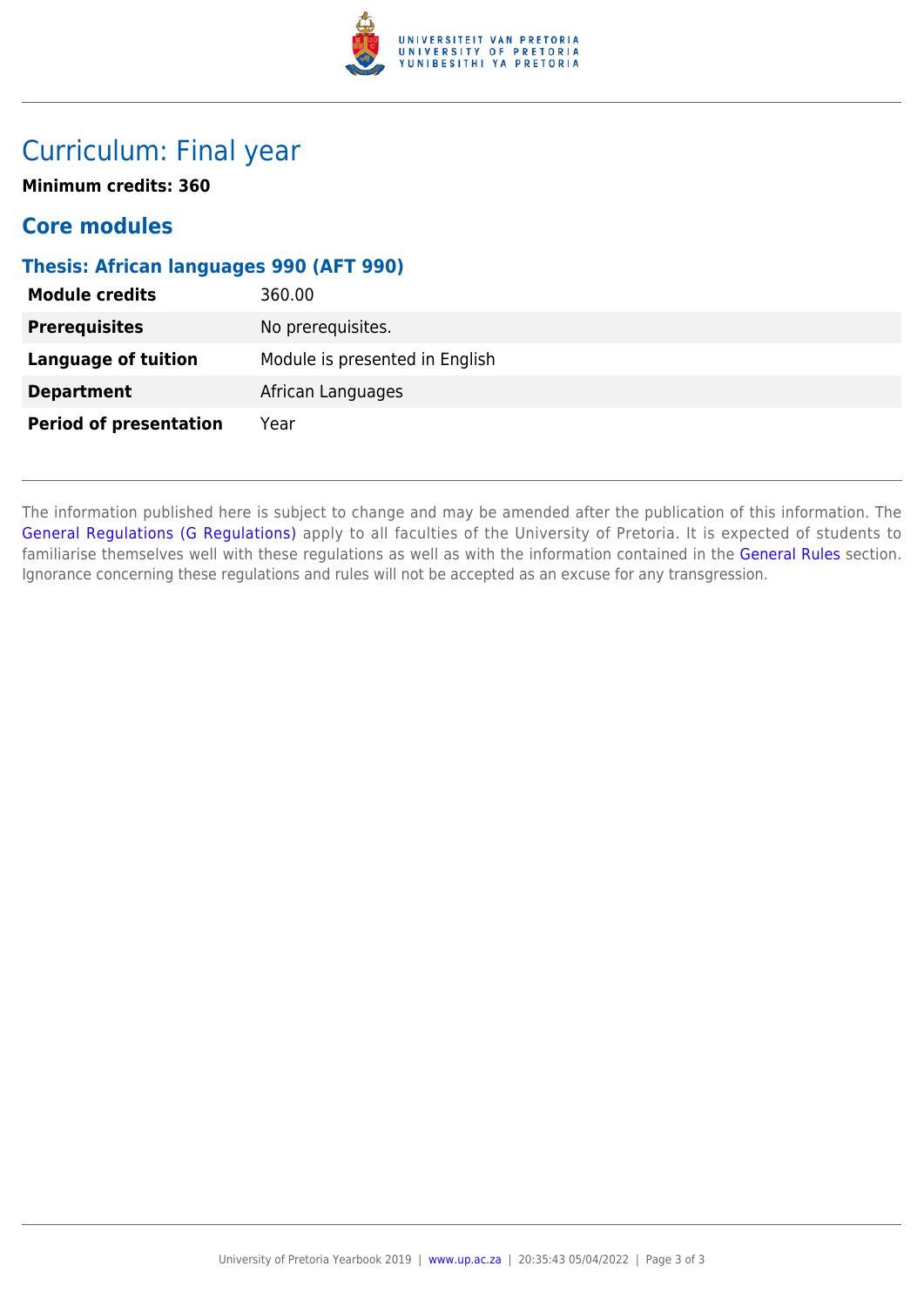# Curriculum: Final year

**Minimum credits: 360**

## Core modules

### Thesis: African languages 990 (AFT 990)

| | |
|---|---|
| **Module credits** | 360.00 |
| **Prerequisites** | No prerequisites. |
| **Language of tuition** | Module is presented in English |
| **Department** | African Languages |
| **Period of presentation** | Year |

The information published here is subject to change and may be amended after the publication of this information. The General Regulations (G Regulations) apply to all faculties of the University of Pretoria. It is expected of students to familiarise themselves well with these regulations as well as with the information contained in the General Rules section. Ignorance concerning these regulations and rules will not be accepted as an excuse for any transgression.